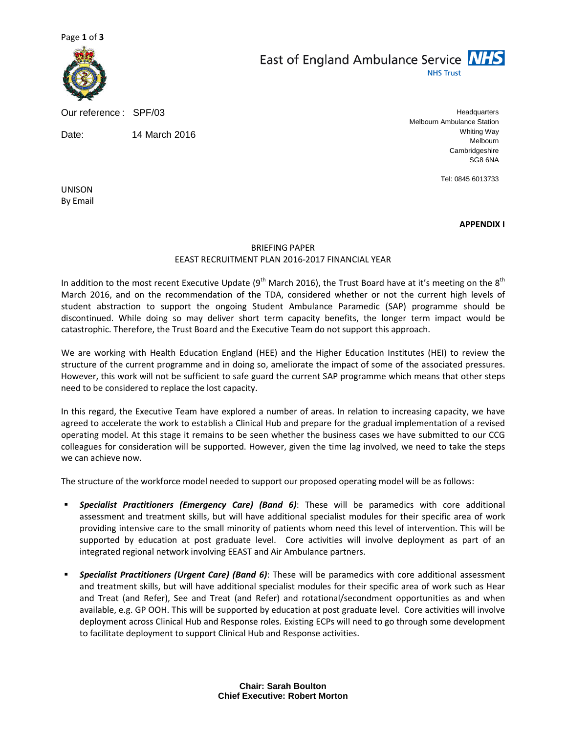East of England Ambulance Service NHS Trust

Our reference : SPF/03

Date: 14 March 2016

Headquarters
Melbourn Ambulance Station
Whiting Way
Melbourn
Cambridgeshire
SG8 6NA

Tel: 0845 6013733

UNISON
By Email

**APPENDIX I**

BRIEFING PAPER
EEAST RECRUITMENT PLAN 2016-2017 FINANCIAL YEAR

In addition to the most recent Executive Update (9th March 2016), the Trust Board have at it's meeting on the 8th March 2016, and on the recommendation of the TDA, considered whether or not the current high levels of student abstraction to support the ongoing Student Ambulance Paramedic (SAP) programme should be discontinued. While doing so may deliver short term capacity benefits, the longer term impact would be catastrophic. Therefore, the Trust Board and the Executive Team do not support this approach.

We are working with Health Education England (HEE) and the Higher Education Institutes (HEI) to review the structure of the current programme and in doing so, ameliorate the impact of some of the associated pressures. However, this work will not be sufficient to safe guard the current SAP programme which means that other steps need to be considered to replace the lost capacity.

In this regard, the Executive Team have explored a number of areas. In relation to increasing capacity, we have agreed to accelerate the work to establish a Clinical Hub and prepare for the gradual implementation of a revised operating model. At this stage it remains to be seen whether the business cases we have submitted to our CCG colleagues for consideration will be supported. However, given the time lag involved, we need to take the steps we can achieve now.

The structure of the workforce model needed to support our proposed operating model will be as follows:

- ***Specialist Practitioners (Emergency Care) (Band 6)***: These will be paramedics with core additional assessment and treatment skills, but will have additional specialist modules for their specific area of work providing intensive care to the small minority of patients whom need this level of intervention. This will be supported by education at post graduate level. Core activities will involve deployment as part of an integrated regional network involving EEAST and Air Ambulance partners.
- ***Specialist Practitioners (Urgent Care) (Band 6)***: These will be paramedics with core additional assessment and treatment skills, but will have additional specialist modules for their specific area of work such as Hear and Treat (and Refer), See and Treat (and Refer) and rotational/secondment opportunities as and when available, e.g. GP OOH. This will be supported by education at post graduate level. Core activities will involve deployment across Clinical Hub and Response roles. Existing ECPs will need to go through some development to facilitate deployment to support Clinical Hub and Response activities.

**Chair: Sarah Boulton**
**Chief Executive: Robert Morton**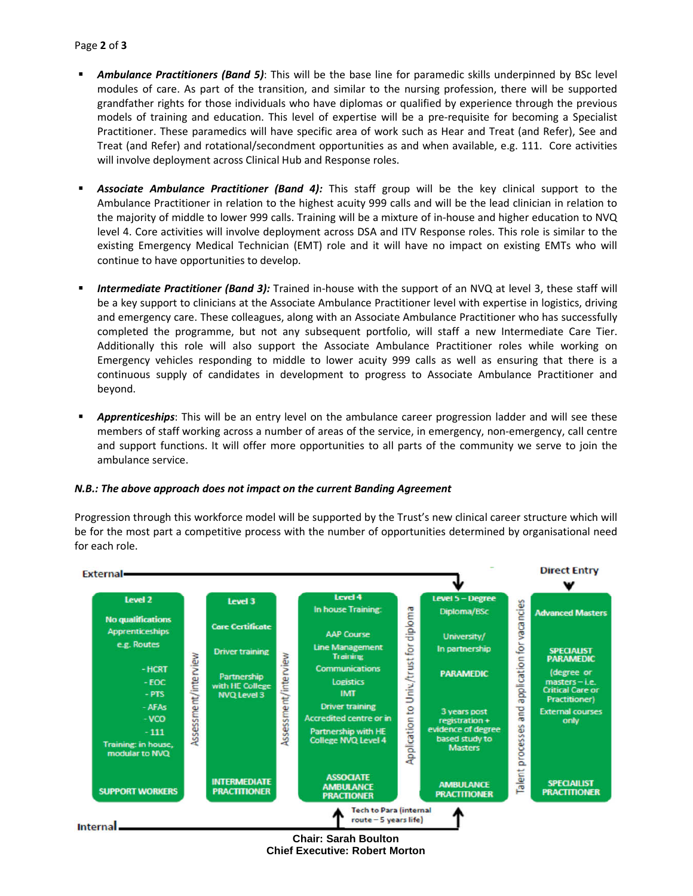- ***Ambulance Practitioners (Band 5)***: This will be the base line for paramedic skills underpinned by BSc level modules of care. As part of the transition, and similar to the nursing profession, there will be supported grandfather rights for those individuals who have diplomas or qualified by experience through the previous models of training and education. This level of expertise will be a pre-requisite for becoming a Specialist Practitioner. These paramedics will have specific area of work such as Hear and Treat (and Refer), See and Treat (and Refer) and rotational/secondment opportunities as and when available, e.g. 111. Core activities will involve deployment across Clinical Hub and Response roles.

- ***Associate Ambulance Practitioner (Band 4):*** This staff group will be the key clinical support to the Ambulance Practitioner in relation to the highest acuity 999 calls and will be the lead clinician in relation to the majority of middle to lower 999 calls. Training will be a mixture of in-house and higher education to NVQ level 4. Core activities will involve deployment across DSA and ITV Response roles. This role is similar to the existing Emergency Medical Technician (EMT) role and it will have no impact on existing EMTs who will continue to have opportunities to develop.

- ***Intermediate Practitioner (Band 3):*** Trained in-house with the support of an NVQ at level 3, these staff will be a key support to clinicians at the Associate Ambulance Practitioner level with expertise in logistics, driving and emergency care. These colleagues, along with an Associate Ambulance Practitioner who has successfully completed the programme, but not any subsequent portfolio, will staff a new Intermediate Care Tier. Additionally this role will also support the Associate Ambulance Practitioner roles while working on Emergency vehicles responding to middle to lower acuity 999 calls as well as ensuring that there is a continuous supply of candidates in development to progress to Associate Ambulance Practitioner and beyond.

- ***Apprenticeships***: This will be an entry level on the ambulance career progression ladder and will see these members of staff working across a number of areas of the service, in emergency, non-emergency, call centre and support functions. It will offer more opportunities to all parts of the community we serve to join the ambulance service.

***N.B.: The above approach does not impact on the current Banding Agreement***

Progression through this workforce model will be supported by the Trust's new clinical career structure which will be for the most part a competitive process with the number of opportunities determined by organisational need for each role.

External → Level 5 | Direct Entry → Advanced Masters

| Level 2 | | Level 3 | | Level 4 | | Level 5 – Degree | | Advanced Masters |
|---|---|---|---|---|---|---|---|---|
| No qualifications<br>Apprenticeships<br>e.g. Routes<br>- HCRT<br>- EOC<br>- PTS<br>- AFAs<br>- VCO<br>- 111<br>Training: in house, modular to NVQ | Assessment/interview | Core Certificate<br>Driver training<br>Partnership with HE College NVQ Level 3 | Assessment/interview | In house Training:<br>AAP Course<br>Line Management Training<br>Communications<br>Logistics<br>IMT<br>Driver training<br>Accredited centre or in Partnership with HE College NVQ Level 4 | Application to Univ./trust for diploma | Diploma/BSc<br>University/ In partnership<br>PARAMEDIC<br>3 years post registration + evidence of degree based study to Masters | Talent processes and application for vacancies | SPECIALIST PARAMEDIC<br>(degree or masters – i.e. Critical Care or Practitioner)<br>External courses only |
| SUPPORT WORKERS | | INTERMEDIATE PRACTITIONER | | ASSOCIATE AMBULANCE PRACTIONER | | AMBULANCE PRACTITIONER | | SPECIALIST PRACTITIONER |

Internal → Tech to Para (internal route – 5 years life)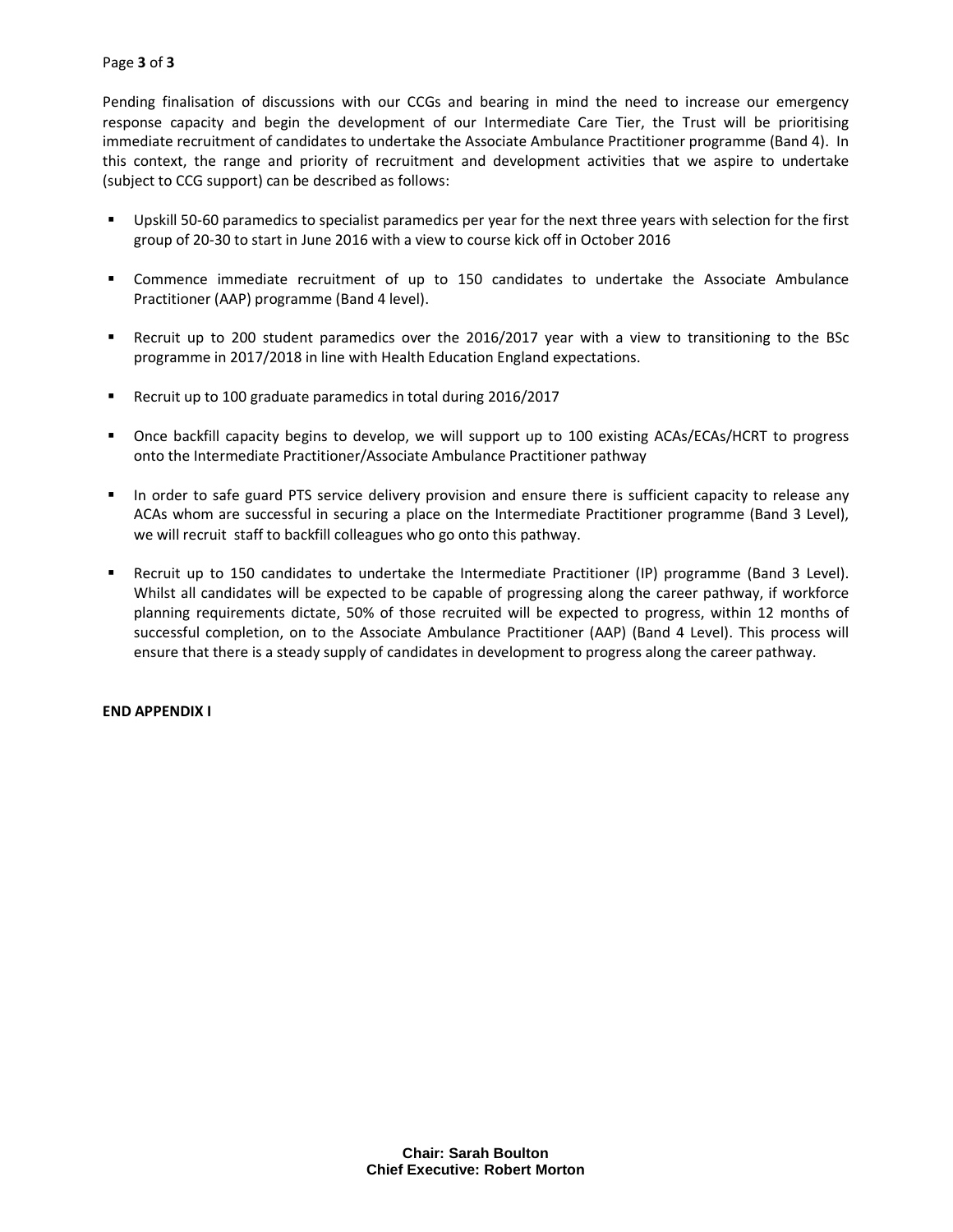Pending finalisation of discussions with our CCGs and bearing in mind the need to increase our emergency response capacity and begin the development of our Intermediate Care Tier, the Trust will be prioritising immediate recruitment of candidates to undertake the Associate Ambulance Practitioner programme (Band 4). In this context, the range and priority of recruitment and development activities that we aspire to undertake (subject to CCG support) can be described as follows:

- Upskill 50-60 paramedics to specialist paramedics per year for the next three years with selection for the first group of 20-30 to start in June 2016 with a view to course kick off in October 2016
- Commence immediate recruitment of up to 150 candidates to undertake the Associate Ambulance Practitioner (AAP) programme (Band 4 level).
- Recruit up to 200 student paramedics over the 2016/2017 year with a view to transitioning to the BSc programme in 2017/2018 in line with Health Education England expectations.
- Recruit up to 100 graduate paramedics in total during 2016/2017
- Once backfill capacity begins to develop, we will support up to 100 existing ACAs/ECAs/HCRT to progress onto the Intermediate Practitioner/Associate Ambulance Practitioner pathway
- In order to safe guard PTS service delivery provision and ensure there is sufficient capacity to release any ACAs whom are successful in securing a place on the Intermediate Practitioner programme (Band 3 Level), we will recruit staff to backfill colleagues who go onto this pathway.
- Recruit up to 150 candidates to undertake the Intermediate Practitioner (IP) programme (Band 3 Level). Whilst all candidates will be expected to be capable of progressing along the career pathway, if workforce planning requirements dictate, 50% of those recruited will be expected to progress, within 12 months of successful completion, on to the Associate Ambulance Practitioner (AAP) (Band 4 Level). This process will ensure that there is a steady supply of candidates in development to progress along the career pathway.

**END APPENDIX I**